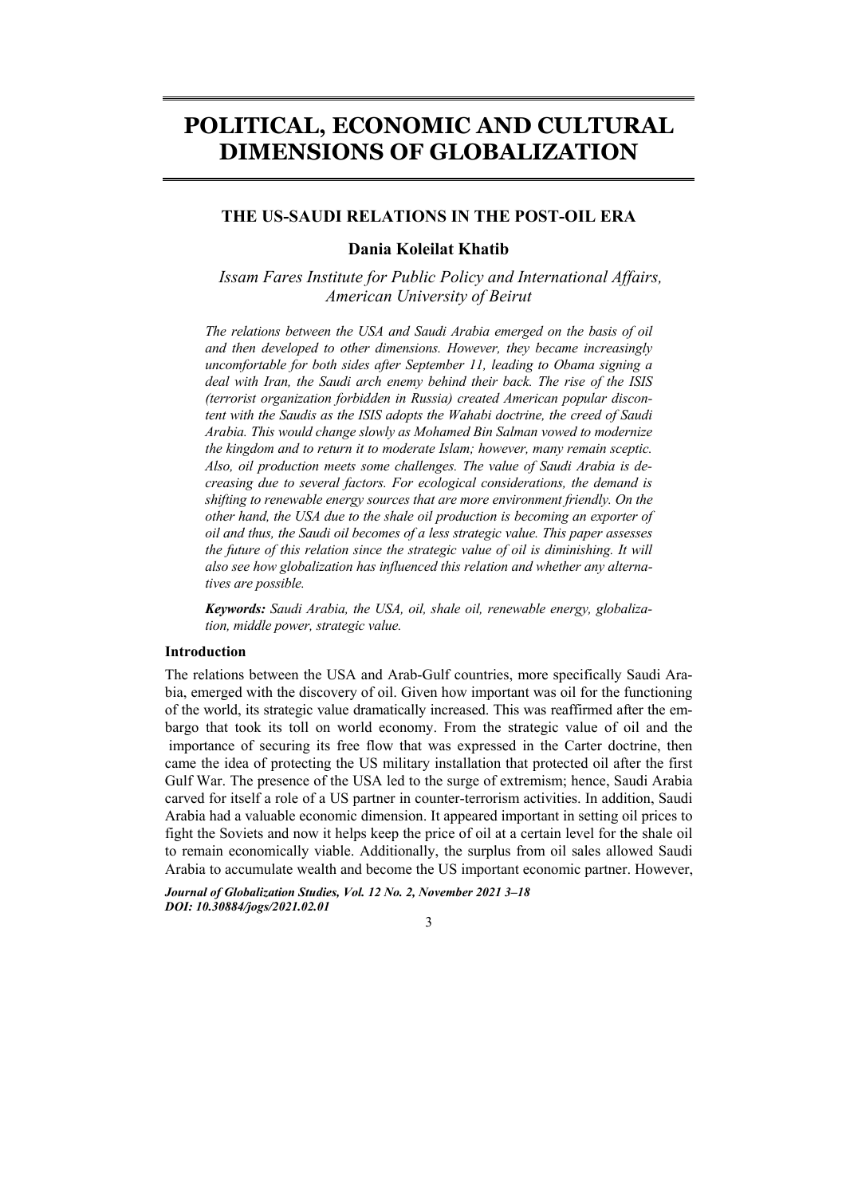# POLITICAL, ECONOMIC AND CULTURAL DIMENSIONS OF GLOBALIZATION

## THE US-SAUDI RELATIONS IN THE POST-OIL ERA

**Dania Koleilat Khatib**

*Issam Fares Institute for Public Policy and International Affairs, American University of Beirut*

*The relations between the USA and Saudi Arabia emerged on the basis of oil and then developed to other dimensions. However, they became increasingly uncomfortable for both sides after September 11, leading to Obama signing a deal with Iran, the Saudi arch enemy behind their back. The rise of the ISIS (terrorist organization forbidden in Russia) created American popular discontent with the Saudis as the ISIS adopts the Wahabi doctrine, the creed of Saudi Arabia. This would change slowly as Mohamed Bin Salman vowed to modernize the kingdom and to return it to moderate Islam; however, many remain sceptic. Also, oil production meets some challenges. The value of Saudi Arabia is decreasing due to several factors. For ecological considerations, the demand is shifting to renewable energy sources that are more environment friendly. On the other hand, the USA due to the shale oil production is becoming an exporter of oil and thus, the Saudi oil becomes of a less strategic value. This paper assesses the future of this relation since the strategic value of oil is diminishing. It will also see how globalization has influenced this relation and whether any alternatives are possible.*

***Keywords:*** *Saudi Arabia, the USA, oil, shale oil, renewable energy, globalization, middle power, strategic value.*

### Introduction

The relations between the USA and Arab-Gulf countries, more specifically Saudi Arabia, emerged with the discovery of oil. Given how important was oil for the functioning of the world, its strategic value dramatically increased. This was reaffirmed after the embargo that took its toll on world economy. From the strategic value of oil and the importance of securing its free flow that was expressed in the Carter doctrine, then came the idea of protecting the US military installation that protected oil after the first Gulf War. The presence of the USA led to the surge of extremism; hence, Saudi Arabia carved for itself a role of a US partner in counter-terrorism activities. In addition, Saudi Arabia had a valuable economic dimension. It appeared important in setting oil prices to fight the Soviets and now it helps keep the price of oil at a certain level for the shale oil to remain economically viable. Additionally, the surplus from oil sales allowed Saudi Arabia to accumulate wealth and become the US important economic partner. However,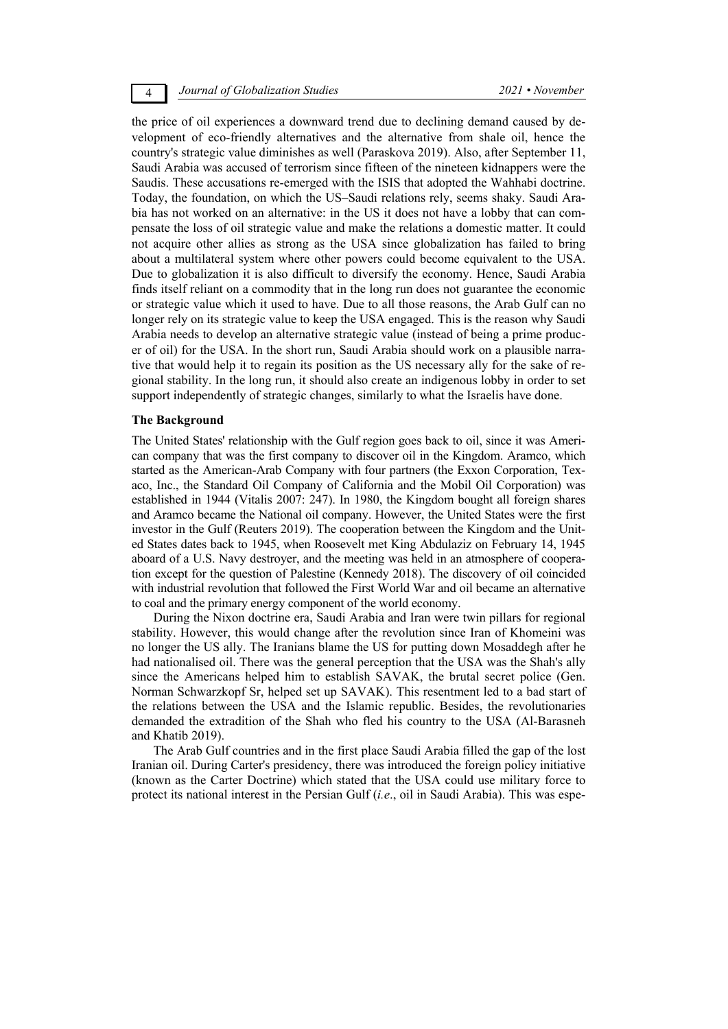the price of oil experiences a downward trend due to declining demand caused by development of eco-friendly alternatives and the alternative from shale oil, hence the country's strategic value diminishes as well (Paraskova 2019). Also, after September 11, Saudi Arabia was accused of terrorism since fifteen of the nineteen kidnappers were the Saudis. These accusations re-emerged with the ISIS that adopted the Wahhabi doctrine. Today, the foundation, on which the US–Saudi relations rely, seems shaky. Saudi Arabia has not worked on an alternative: in the US it does not have a lobby that can compensate the loss of oil strategic value and make the relations a domestic matter. It could not acquire other allies as strong as the USA since globalization has failed to bring about a multilateral system where other powers could become equivalent to the USA. Due to globalization it is also difficult to diversify the economy. Hence, Saudi Arabia finds itself reliant on a commodity that in the long run does not guarantee the economic or strategic value which it used to have. Due to all those reasons, the Arab Gulf can no longer rely on its strategic value to keep the USA engaged. This is the reason why Saudi Arabia needs to develop an alternative strategic value (instead of being a prime producer of oil) for the USA. In the short run, Saudi Arabia should work on a plausible narrative that would help it to regain its position as the US necessary ally for the sake of regional stability. In the long run, it should also create an indigenous lobby in order to set support independently of strategic changes, similarly to what the Israelis have done.

**The Background**

The United States' relationship with the Gulf region goes back to oil, since it was American company that was the first company to discover oil in the Kingdom. Aramco, which started as the American-Arab Company with four partners (the Exxon Corporation, Texaco, Inc., the Standard Oil Company of California and the Mobil Oil Corporation) was established in 1944 (Vitalis 2007: 247). In 1980, the Kingdom bought all foreign shares and Aramco became the National oil company. However, the United States were the first investor in the Gulf (Reuters 2019). The cooperation between the Kingdom and the United States dates back to 1945, when Roosevelt met King Abdulaziz on February 14, 1945 aboard of a U.S. Navy destroyer, and the meeting was held in an atmosphere of cooperation except for the question of Palestine (Kennedy 2018). The discovery of oil coincided with industrial revolution that followed the First World War and oil became an alternative to coal and the primary energy component of the world economy.

During the Nixon doctrine era, Saudi Arabia and Iran were twin pillars for regional stability. However, this would change after the revolution since Iran of Khomeini was no longer the US ally. The Iranians blame the US for putting down Mosaddegh after he had nationalised oil. There was the general perception that the USA was the Shah's ally since the Americans helped him to establish SAVAK, the brutal secret police (Gen. Norman Schwarzkopf Sr, helped set up SAVAK). This resentment led to a bad start of the relations between the USA and the Islamic republic. Besides, the revolutionaries demanded the extradition of the Shah who fled his country to the USA (Al-Barasneh and Khatib 2019).

The Arab Gulf countries and in the first place Saudi Arabia filled the gap of the lost Iranian oil. During Carter's presidency, there was introduced the foreign policy initiative (known as the Carter Doctrine) which stated that the USA could use military force to protect its national interest in the Persian Gulf (*i.e*., oil in Saudi Arabia). This was espe-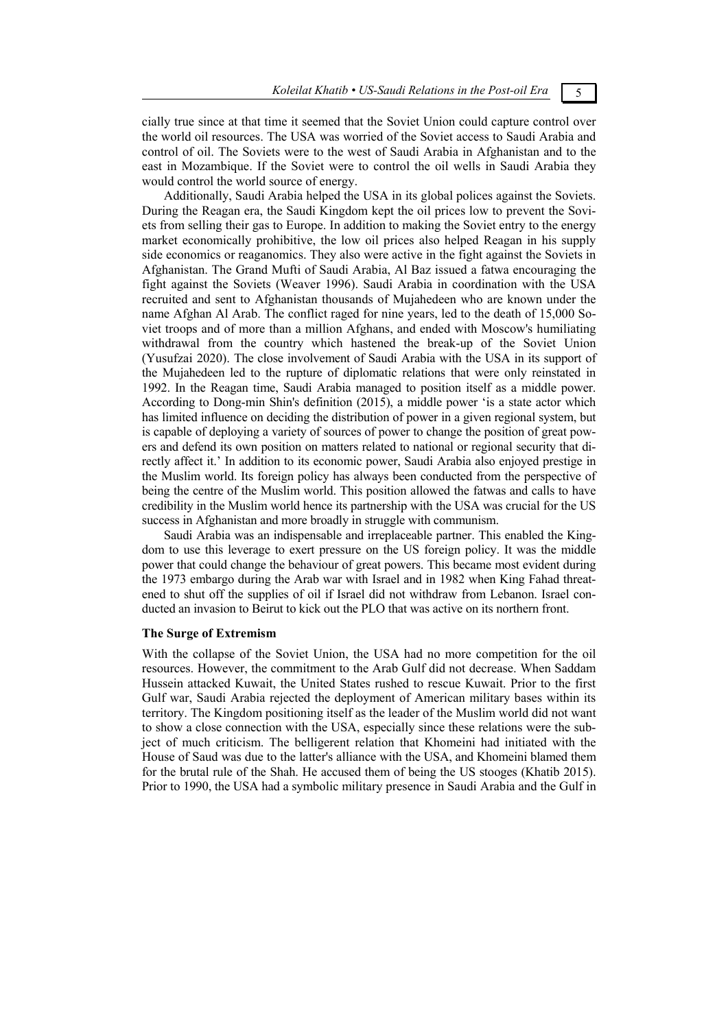cially true since at that time it seemed that the Soviet Union could capture control over the world oil resources. The USA was worried of the Soviet access to Saudi Arabia and control of oil. The Soviets were to the west of Saudi Arabia in Afghanistan and to the east in Mozambique. If the Soviet were to control the oil wells in Saudi Arabia they would control the world source of energy.

Additionally, Saudi Arabia helped the USA in its global polices against the Soviets. During the Reagan era, the Saudi Kingdom kept the oil prices low to prevent the Soviets from selling their gas to Europe. In addition to making the Soviet entry to the energy market economically prohibitive, the low oil prices also helped Reagan in his supply side economics or reaganomics. They also were active in the fight against the Soviets in Afghanistan. The Grand Mufti of Saudi Arabia, Al Baz issued a fatwa encouraging the fight against the Soviets (Weaver 1996). Saudi Arabia in coordination with the USA recruited and sent to Afghanistan thousands of Mujahedeen who are known under the name Afghan Al Arab. The conflict raged for nine years, led to the death of 15,000 Soviet troops and of more than a million Afghans, and ended with Moscow's humiliating withdrawal from the country which hastened the break-up of the Soviet Union (Yusufzai 2020). The close involvement of Saudi Arabia with the USA in its support of the Mujahedeen led to the rupture of diplomatic relations that were only reinstated in 1992. In the Reagan time, Saudi Arabia managed to position itself as a middle power. According to Dong-min Shin's definition (2015), a middle power 'is a state actor which has limited influence on deciding the distribution of power in a given regional system, but is capable of deploying a variety of sources of power to change the position of great powers and defend its own position on matters related to national or regional security that directly affect it.' In addition to its economic power, Saudi Arabia also enjoyed prestige in the Muslim world. Its foreign policy has always been conducted from the perspective of being the centre of the Muslim world. This position allowed the fatwas and calls to have credibility in the Muslim world hence its partnership with the USA was crucial for the US success in Afghanistan and more broadly in struggle with communism.

Saudi Arabia was an indispensable and irreplaceable partner. This enabled the Kingdom to use this leverage to exert pressure on the US foreign policy. It was the middle power that could change the behaviour of great powers. This became most evident during the 1973 embargo during the Arab war with Israel and in 1982 when King Fahad threatened to shut off the supplies of oil if Israel did not withdraw from Lebanon. Israel conducted an invasion to Beirut to kick out the PLO that was active on its northern front.

### The Surge of Extremism

With the collapse of the Soviet Union, the USA had no more competition for the oil resources. However, the commitment to the Arab Gulf did not decrease. When Saddam Hussein attacked Kuwait, the United States rushed to rescue Kuwait. Prior to the first Gulf war, Saudi Arabia rejected the deployment of American military bases within its territory. The Kingdom positioning itself as the leader of the Muslim world did not want to show a close connection with the USA, especially since these relations were the subject of much criticism. The belligerent relation that Khomeini had initiated with the House of Saud was due to the latter's alliance with the USA, and Khomeini blamed them for the brutal rule of the Shah. He accused them of being the US stooges (Khatib 2015). Prior to 1990, the USA had a symbolic military presence in Saudi Arabia and the Gulf in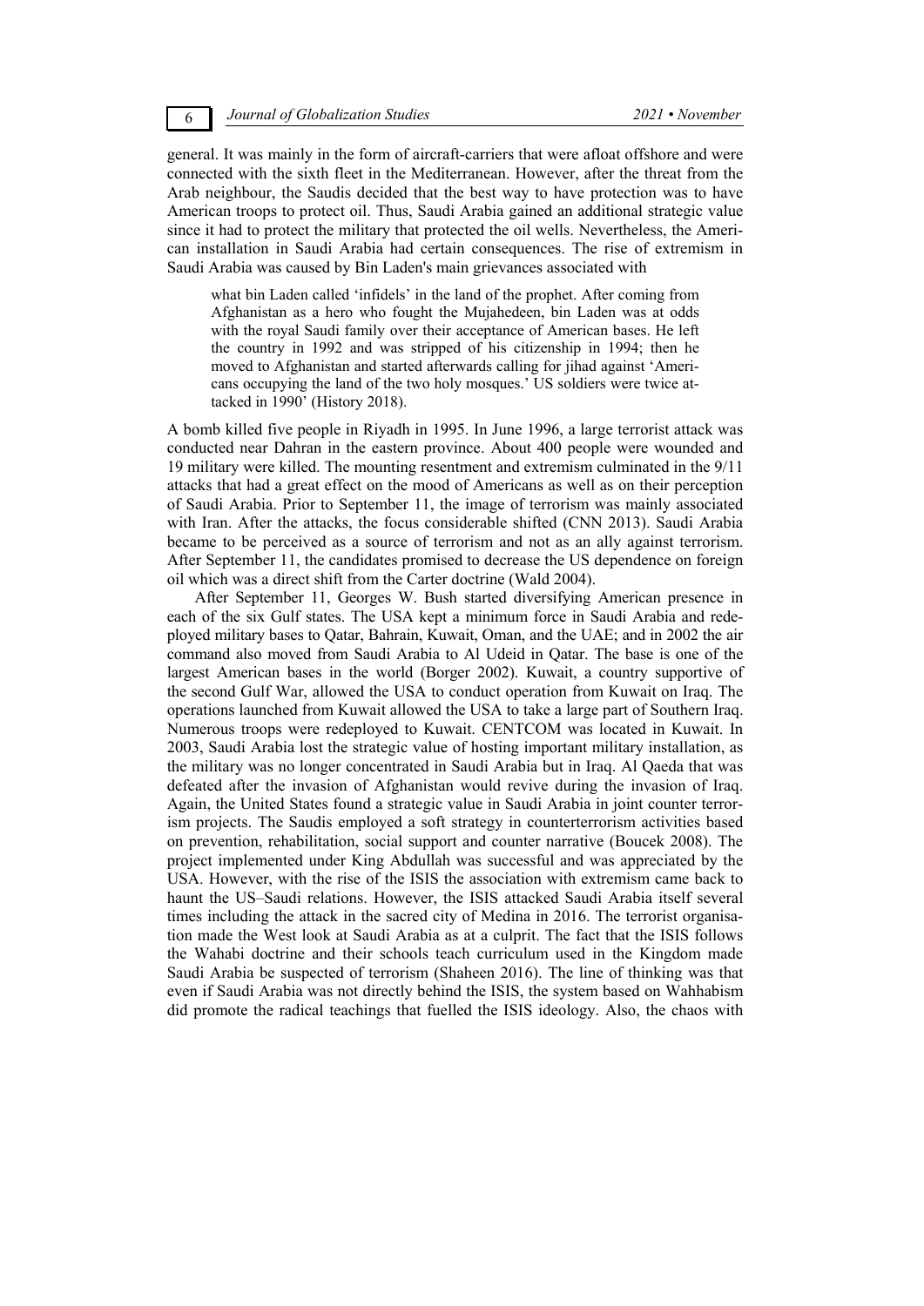general. It was mainly in the form of aircraft-carriers that were afloat offshore and were connected with the sixth fleet in the Mediterranean. However, after the threat from the Arab neighbour, the Saudis decided that the best way to have protection was to have American troops to protect oil. Thus, Saudi Arabia gained an additional strategic value since it had to protect the military that protected the oil wells. Nevertheless, the American installation in Saudi Arabia had certain consequences. The rise of extremism in Saudi Arabia was caused by Bin Laden's main grievances associated with

> what bin Laden called 'infidels' in the land of the prophet. After coming from Afghanistan as a hero who fought the Mujahedeen, bin Laden was at odds with the royal Saudi family over their acceptance of American bases. He left the country in 1992 and was stripped of his citizenship in 1994; then he moved to Afghanistan and started afterwards calling for jihad against 'Americans occupying the land of the two holy mosques.' US soldiers were twice attacked in 1990' (History 2018).

A bomb killed five people in Riyadh in 1995. In June 1996, a large terrorist attack was conducted near Dahran in the eastern province. About 400 people were wounded and 19 military were killed. The mounting resentment and extremism culminated in the 9/11 attacks that had a great effect on the mood of Americans as well as on their perception of Saudi Arabia. Prior to September 11, the image of terrorism was mainly associated with Iran. After the attacks, the focus considerable shifted (CNN 2013). Saudi Arabia became to be perceived as a source of terrorism and not as an ally against terrorism. After September 11, the candidates promised to decrease the US dependence on foreign oil which was a direct shift from the Carter doctrine (Wald 2004).

After September 11, Georges W. Bush started diversifying American presence in each of the six Gulf states. The USA kept a minimum force in Saudi Arabia and redeployed military bases to Qatar, Bahrain, Kuwait, Oman, and the UAE; and in 2002 the air command also moved from Saudi Arabia to Al Udeid in Qatar. The base is one of the largest American bases in the world (Borger 2002). Kuwait, a country supportive of the second Gulf War, allowed the USA to conduct operation from Kuwait on Iraq. The operations launched from Kuwait allowed the USA to take a large part of Southern Iraq. Numerous troops were redeployed to Kuwait. CENTCOM was located in Kuwait. In 2003, Saudi Arabia lost the strategic value of hosting important military installation, as the military was no longer concentrated in Saudi Arabia but in Iraq. Al Qaeda that was defeated after the invasion of Afghanistan would revive during the invasion of Iraq. Again, the United States found a strategic value in Saudi Arabia in joint counter terrorism projects. The Saudis employed a soft strategy in counterterrorism activities based on prevention, rehabilitation, social support and counter narrative (Boucek 2008). The project implemented under King Abdullah was successful and was appreciated by the USA. However, with the rise of the ISIS the association with extremism came back to haunt the US–Saudi relations. However, the ISIS attacked Saudi Arabia itself several times including the attack in the sacred city of Medina in 2016. The terrorist organisation made the West look at Saudi Arabia as at a culprit. The fact that the ISIS follows the Wahabi doctrine and their schools teach curriculum used in the Kingdom made Saudi Arabia be suspected of terrorism (Shaheen 2016). The line of thinking was that even if Saudi Arabia was not directly behind the ISIS, the system based on Wahhabism did promote the radical teachings that fuelled the ISIS ideology. Also, the chaos with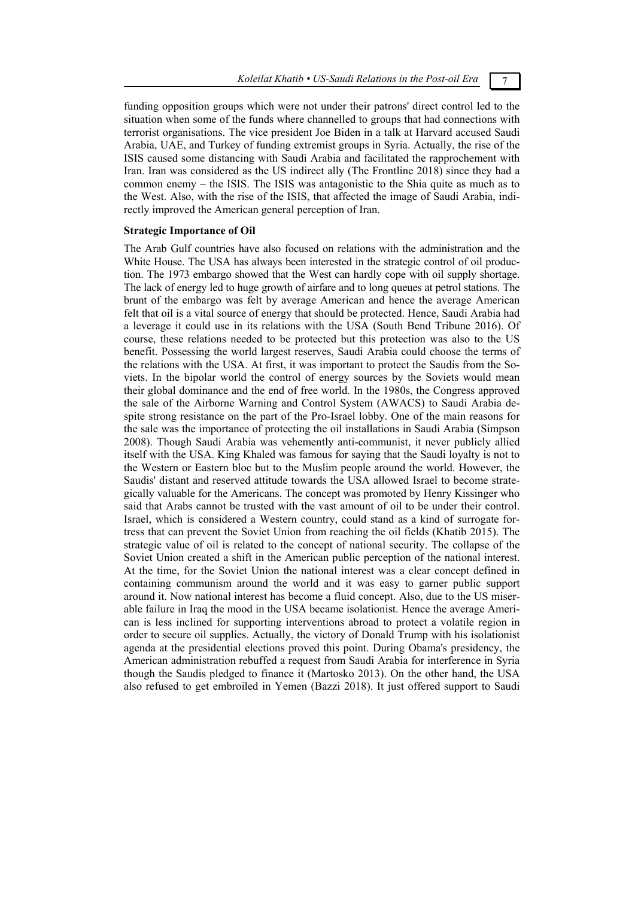funding opposition groups which were not under their patrons' direct control led to the situation when some of the funds where channelled to groups that had connections with terrorist organisations. The vice president Joe Biden in a talk at Harvard accused Saudi Arabia, UAE, and Turkey of funding extremist groups in Syria. Actually, the rise of the ISIS caused some distancing with Saudi Arabia and facilitated the rapprochement with Iran. Iran was considered as the US indirect ally (The Frontline 2018) since they had a common enemy – the ISIS. The ISIS was antagonistic to the Shia quite as much as to the West. Also, with the rise of the ISIS, that affected the image of Saudi Arabia, indirectly improved the American general perception of Iran.

**Strategic Importance of Oil**

The Arab Gulf countries have also focused on relations with the administration and the White House. The USA has always been interested in the strategic control of oil production. The 1973 embargo showed that the West can hardly cope with oil supply shortage. The lack of energy led to huge growth of airfare and to long queues at petrol stations. The brunt of the embargo was felt by average American and hence the average American felt that oil is a vital source of energy that should be protected. Hence, Saudi Arabia had a leverage it could use in its relations with the USA (South Bend Tribune 2016). Of course, these relations needed to be protected but this protection was also to the US benefit. Possessing the world largest reserves, Saudi Arabia could choose the terms of the relations with the USA. At first, it was important to protect the Saudis from the Soviets. In the bipolar world the control of energy sources by the Soviets would mean their global dominance and the end of free world. In the 1980s, the Congress approved the sale of the Airborne Warning and Control System (AWACS) to Saudi Arabia despite strong resistance on the part of the Pro-Israel lobby. One of the main reasons for the sale was the importance of protecting the oil installations in Saudi Arabia (Simpson 2008). Though Saudi Arabia was vehemently anti-communist, it never publicly allied itself with the USA. King Khaled was famous for saying that the Saudi loyalty is not to the Western or Eastern bloc but to the Muslim people around the world. However, the Saudis' distant and reserved attitude towards the USA allowed Israel to become strategically valuable for the Americans. The concept was promoted by Henry Kissinger who said that Arabs cannot be trusted with the vast amount of oil to be under their control. Israel, which is considered a Western country, could stand as a kind of surrogate fortress that can prevent the Soviet Union from reaching the oil fields (Khatib 2015). The strategic value of oil is related to the concept of national security. The collapse of the Soviet Union created a shift in the American public perception of the national interest. At the time, for the Soviet Union the national interest was a clear concept defined in containing communism around the world and it was easy to garner public support around it. Now national interest has become a fluid concept. Also, due to the US miserable failure in Iraq the mood in the USA became isolationist. Hence the average American is less inclined for supporting interventions abroad to protect a volatile region in order to secure oil supplies. Actually, the victory of Donald Trump with his isolationist agenda at the presidential elections proved this point. During Obama's presidency, the American administration rebuffed a request from Saudi Arabia for interference in Syria though the Saudis pledged to finance it (Martosko 2013). On the other hand, the USA also refused to get embroiled in Yemen (Bazzi 2018). It just offered support to Saudi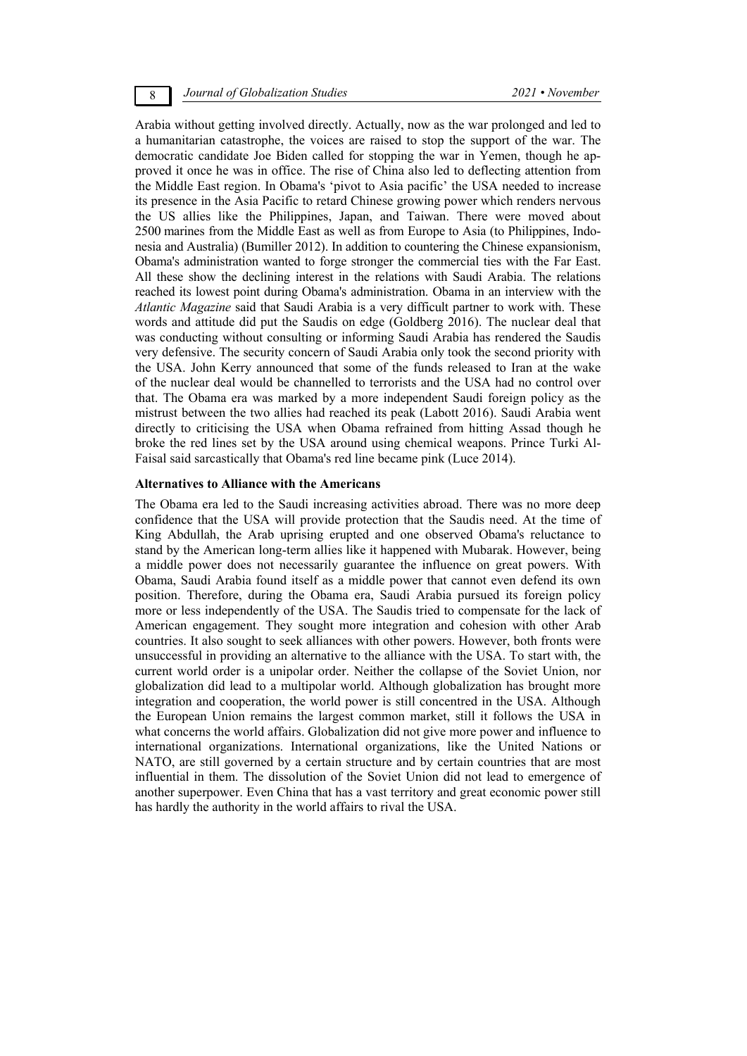Arabia without getting involved directly. Actually, now as the war prolonged and led to a humanitarian catastrophe, the voices are raised to stop the support of the war. The democratic candidate Joe Biden called for stopping the war in Yemen, though he approved it once he was in office. The rise of China also led to deflecting attention from the Middle East region. In Obama's 'pivot to Asia pacific' the USA needed to increase its presence in the Asia Pacific to retard Chinese growing power which renders nervous the US allies like the Philippines, Japan, and Taiwan. There were moved about 2500 marines from the Middle East as well as from Europe to Asia (to Philippines, Indonesia and Australia) (Bumiller 2012). In addition to countering the Chinese expansionism, Obama's administration wanted to forge stronger the commercial ties with the Far East. All these show the declining interest in the relations with Saudi Arabia. The relations reached its lowest point during Obama's administration. Obama in an interview with the *Atlantic Magazine* said that Saudi Arabia is a very difficult partner to work with. These words and attitude did put the Saudis on edge (Goldberg 2016). The nuclear deal that was conducting without consulting or informing Saudi Arabia has rendered the Saudis very defensive. The security concern of Saudi Arabia only took the second priority with the USA. John Kerry announced that some of the funds released to Iran at the wake of the nuclear deal would be channelled to terrorists and the USA had no control over that. The Obama era was marked by a more independent Saudi foreign policy as the mistrust between the two allies had reached its peak (Labott 2016). Saudi Arabia went directly to criticising the USA when Obama refrained from hitting Assad though he broke the red lines set by the USA around using chemical weapons. Prince Turki Al-Faisal said sarcastically that Obama's red line became pink (Luce 2014).

### Alternatives to Alliance with the Americans

The Obama era led to the Saudi increasing activities abroad. There was no more deep confidence that the USA will provide protection that the Saudis need. At the time of King Abdullah, the Arab uprising erupted and one observed Obama's reluctance to stand by the American long-term allies like it happened with Mubarak. However, being a middle power does not necessarily guarantee the influence on great powers. With Obama, Saudi Arabia found itself as a middle power that cannot even defend its own position. Therefore, during the Obama era, Saudi Arabia pursued its foreign policy more or less independently of the USA. The Saudis tried to compensate for the lack of American engagement. They sought more integration and cohesion with other Arab countries. It also sought to seek alliances with other powers. However, both fronts were unsuccessful in providing an alternative to the alliance with the USA. To start with, the current world order is a unipolar order. Neither the collapse of the Soviet Union, nor globalization did lead to a multipolar world. Although globalization has brought more integration and cooperation, the world power is still concentred in the USA. Although the European Union remains the largest common market, still it follows the USA in what concerns the world affairs. Globalization did not give more power and influence to international organizations. International organizations, like the United Nations or NATO, are still governed by a certain structure and by certain countries that are most influential in them. The dissolution of the Soviet Union did not lead to emergence of another superpower. Even China that has a vast territory and great economic power still has hardly the authority in the world affairs to rival the USA.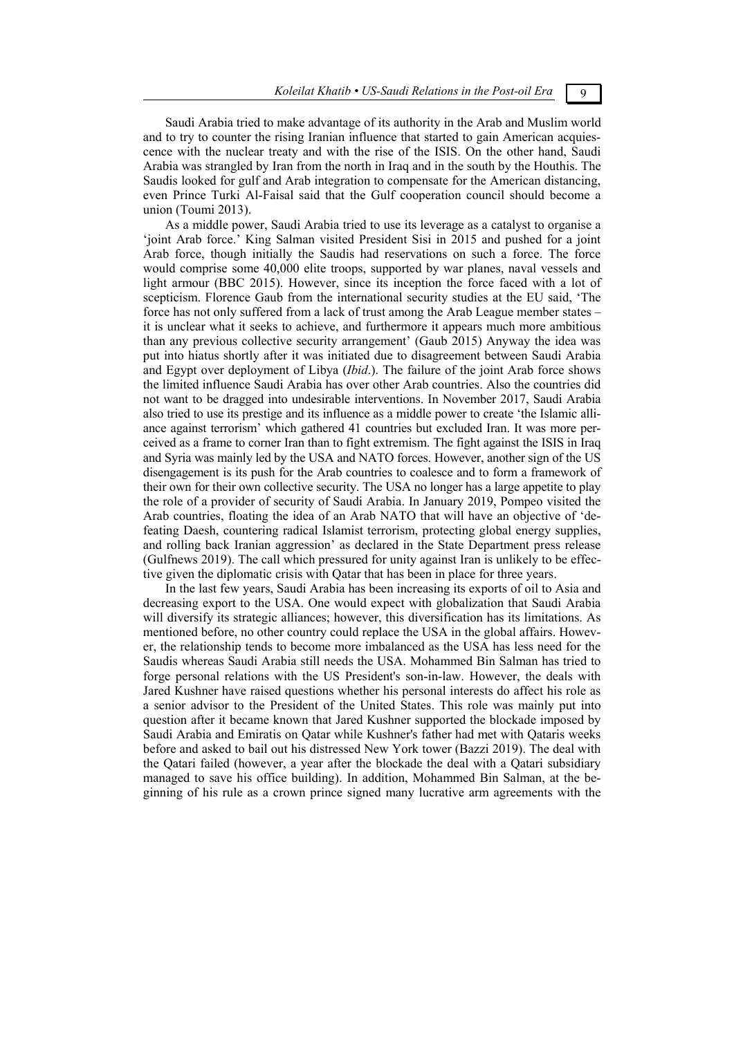Saudi Arabia tried to make advantage of its authority in the Arab and Muslim world and to try to counter the rising Iranian influence that started to gain American acquiescence with the nuclear treaty and with the rise of the ISIS. On the other hand, Saudi Arabia was strangled by Iran from the north in Iraq and in the south by the Houthis. The Saudis looked for gulf and Arab integration to compensate for the American distancing, even Prince Turki Al-Faisal said that the Gulf cooperation council should become a union (Toumi 2013).

As a middle power, Saudi Arabia tried to use its leverage as a catalyst to organise a 'joint Arab force.' King Salman visited President Sisi in 2015 and pushed for a joint Arab force, though initially the Saudis had reservations on such a force. The force would comprise some 40,000 elite troops, supported by war planes, naval vessels and light armour (BBC 2015). However, since its inception the force faced with a lot of scepticism. Florence Gaub from the international security studies at the EU said, 'The force has not only suffered from a lack of trust among the Arab League member states – it is unclear what it seeks to achieve, and furthermore it appears much more ambitious than any previous collective security arrangement' (Gaub 2015) Anyway the idea was put into hiatus shortly after it was initiated due to disagreement between Saudi Arabia and Egypt over deployment of Libya (*Ibid*.). The failure of the joint Arab force shows the limited influence Saudi Arabia has over other Arab countries. Also the countries did not want to be dragged into undesirable interventions. In November 2017, Saudi Arabia also tried to use its prestige and its influence as a middle power to create 'the Islamic alliance against terrorism' which gathered 41 countries but excluded Iran. It was more perceived as a frame to corner Iran than to fight extremism. The fight against the ISIS in Iraq and Syria was mainly led by the USA and NATO forces. However, another sign of the US disengagement is its push for the Arab countries to coalesce and to form a framework of their own for their own collective security. The USA no longer has a large appetite to play the role of a provider of security of Saudi Arabia. In January 2019, Pompeo visited the Arab countries, floating the idea of an Arab NATO that will have an objective of 'defeating Daesh, countering radical Islamist terrorism, protecting global energy supplies, and rolling back Iranian aggression' as declared in the State Department press release (Gulfnews 2019). The call which pressured for unity against Iran is unlikely to be effective given the diplomatic crisis with Qatar that has been in place for three years.

In the last few years, Saudi Arabia has been increasing its exports of oil to Asia and decreasing export to the USA. One would expect with globalization that Saudi Arabia will diversify its strategic alliances; however, this diversification has its limitations. As mentioned before, no other country could replace the USA in the global affairs. However, the relationship tends to become more imbalanced as the USA has less need for the Saudis whereas Saudi Arabia still needs the USA. Mohammed Bin Salman has tried to forge personal relations with the US President's son-in-law. However, the deals with Jared Kushner have raised questions whether his personal interests do affect his role as a senior advisor to the President of the United States. This role was mainly put into question after it became known that Jared Kushner supported the blockade imposed by Saudi Arabia and Emiratis on Qatar while Kushner's father had met with Qataris weeks before and asked to bail out his distressed New York tower (Bazzi 2019). The deal with the Qatari failed (however, a year after the blockade the deal with a Qatari subsidiary managed to save his office building). In addition, Mohammed Bin Salman, at the beginning of his rule as a crown prince signed many lucrative arm agreements with the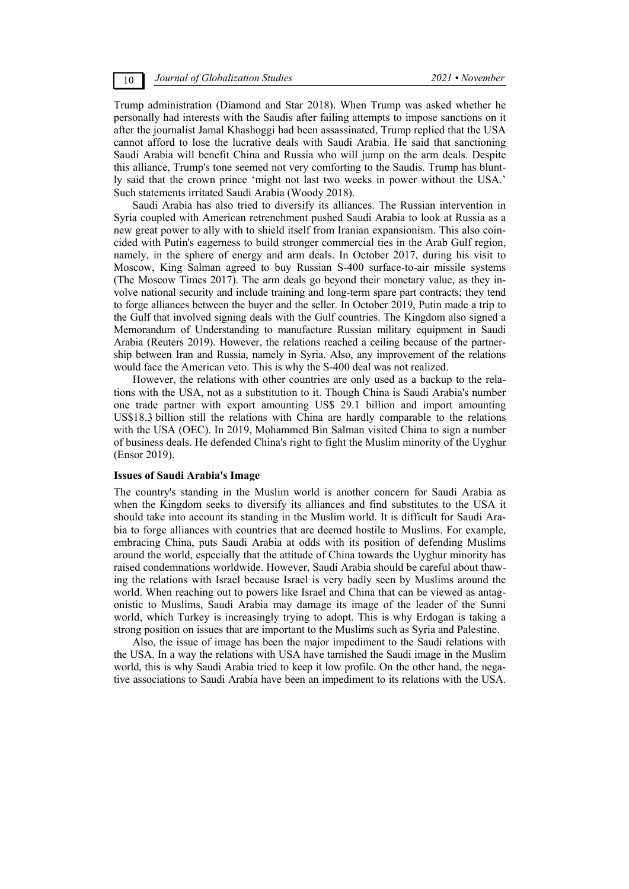Trump administration (Diamond and Star 2018). When Trump was asked whether he personally had interests with the Saudis after failing attempts to impose sanctions on it after the journalist Jamal Khashoggi had been assassinated, Trump replied that the USA cannot afford to lose the lucrative deals with Saudi Arabia. He said that sanctioning Saudi Arabia will benefit China and Russia who will jump on the arm deals. Despite this alliance, Trump's tone seemed not very comforting to the Saudis. Trump has bluntly said that the crown prince 'might not last two weeks in power without the USA.' Such statements irritated Saudi Arabia (Woody 2018).

Saudi Arabia has also tried to diversify its alliances. The Russian intervention in Syria coupled with American retrenchment pushed Saudi Arabia to look at Russia as a new great power to ally with to shield itself from Iranian expansionism. This also coincided with Putin's eagerness to build stronger commercial ties in the Arab Gulf region, namely, in the sphere of energy and arm deals. In October 2017, during his visit to Moscow, King Salman agreed to buy Russian S-400 surface-to-air missile systems (The Moscow Times 2017). The arm deals go beyond their monetary value, as they involve national security and include training and long-term spare part contracts; they tend to forge alliances between the buyer and the seller. In October 2019, Putin made a trip to the Gulf that involved signing deals with the Gulf countries. The Kingdom also signed a Memorandum of Understanding to manufacture Russian military equipment in Saudi Arabia (Reuters 2019). However, the relations reached a ceiling because of the partnership between Iran and Russia, namely in Syria. Also, any improvement of the relations would face the American veto. This is why the S-400 deal was not realized.

However, the relations with other countries are only used as a backup to the relations with the USA, not as a substitution to it. Though China is Saudi Arabia's number one trade partner with export amounting US$ 29.1 billion and import amounting US$18.3 billion still the relations with China are hardly comparable to the relations with the USA (OEC). In 2019, Mohammed Bin Salman visited China to sign a number of business deals. He defended China's right to fight the Muslim minority of the Uyghur (Ensor 2019).

### Issues of Saudi Arabia's Image

The country's standing in the Muslim world is another concern for Saudi Arabia as when the Kingdom seeks to diversify its alliances and find substitutes to the USA it should take into account its standing in the Muslim world. It is difficult for Saudi Arabia to forge alliances with countries that are deemed hostile to Muslims. For example, embracing China, puts Saudi Arabia at odds with its position of defending Muslims around the world, especially that the attitude of China towards the Uyghur minority has raised condemnations worldwide. However, Saudi Arabia should be careful about thawing the relations with Israel because Israel is very badly seen by Muslims around the world. When reaching out to powers like Israel and China that can be viewed as antagonistic to Muslims, Saudi Arabia may damage its image of the leader of the Sunni world, which Turkey is increasingly trying to adopt. This is why Erdogan is taking a strong position on issues that are important to the Muslims such as Syria and Palestine.

Also, the issue of image has been the major impediment to the Saudi relations with the USA. In a way the relations with USA have tarnished the Saudi image in the Muslim world, this is why Saudi Arabia tried to keep it low profile. On the other hand, the negative associations to Saudi Arabia have been an impediment to its relations with the USA.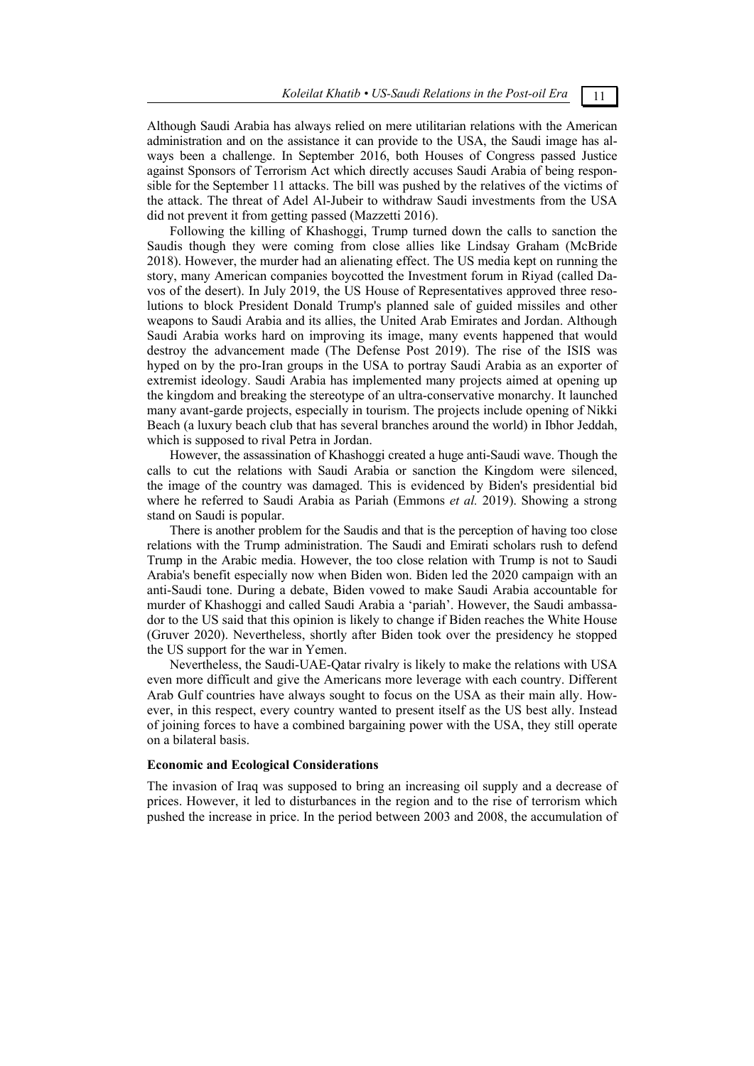Although Saudi Arabia has always relied on mere utilitarian relations with the American administration and on the assistance it can provide to the USA, the Saudi image has always been a challenge. In September 2016, both Houses of Congress passed Justice against Sponsors of Terrorism Act which directly accuses Saudi Arabia of being responsible for the September 11 attacks. The bill was pushed by the relatives of the victims of the attack. The threat of Adel Al-Jubeir to withdraw Saudi investments from the USA did not prevent it from getting passed (Mazzetti 2016).

Following the killing of Khashoggi, Trump turned down the calls to sanction the Saudis though they were coming from close allies like Lindsay Graham (McBride 2018). However, the murder had an alienating effect. The US media kept on running the story, many American companies boycotted the Investment forum in Riyad (called Davos of the desert). In July 2019, the US House of Representatives approved three resolutions to block President Donald Trump's planned sale of guided missiles and other weapons to Saudi Arabia and its allies, the United Arab Emirates and Jordan. Although Saudi Arabia works hard on improving its image, many events happened that would destroy the advancement made (The Defense Post 2019). The rise of the ISIS was hyped on by the pro-Iran groups in the USA to portray Saudi Arabia as an exporter of extremist ideology. Saudi Arabia has implemented many projects aimed at opening up the kingdom and breaking the stereotype of an ultra-conservative monarchy. It launched many avant-garde projects, especially in tourism. The projects include opening of Nikki Beach (a luxury beach club that has several branches around the world) in Ibhor Jeddah, which is supposed to rival Petra in Jordan.

However, the assassination of Khashoggi created a huge anti-Saudi wave. Though the calls to cut the relations with Saudi Arabia or sanction the Kingdom were silenced, the image of the country was damaged. This is evidenced by Biden's presidential bid where he referred to Saudi Arabia as Pariah (Emmons *et al.* 2019). Showing a strong stand on Saudi is popular.

There is another problem for the Saudis and that is the perception of having too close relations with the Trump administration. The Saudi and Emirati scholars rush to defend Trump in the Arabic media. However, the too close relation with Trump is not to Saudi Arabia's benefit especially now when Biden won. Biden led the 2020 campaign with an anti-Saudi tone. During a debate, Biden vowed to make Saudi Arabia accountable for murder of Khashoggi and called Saudi Arabia a 'pariah'. However, the Saudi ambassador to the US said that this opinion is likely to change if Biden reaches the White House (Gruver 2020). Nevertheless, shortly after Biden took over the presidency he stopped the US support for the war in Yemen.

Nevertheless, the Saudi-UAE-Qatar rivalry is likely to make the relations with USA even more difficult and give the Americans more leverage with each country. Different Arab Gulf countries have always sought to focus on the USA as their main ally. However, in this respect, every country wanted to present itself as the US best ally. Instead of joining forces to have a combined bargaining power with the USA, they still operate on a bilateral basis.

### Economic and Ecological Considerations

The invasion of Iraq was supposed to bring an increasing oil supply and a decrease of prices. However, it led to disturbances in the region and to the rise of terrorism which pushed the increase in price. In the period between 2003 and 2008, the accumulation of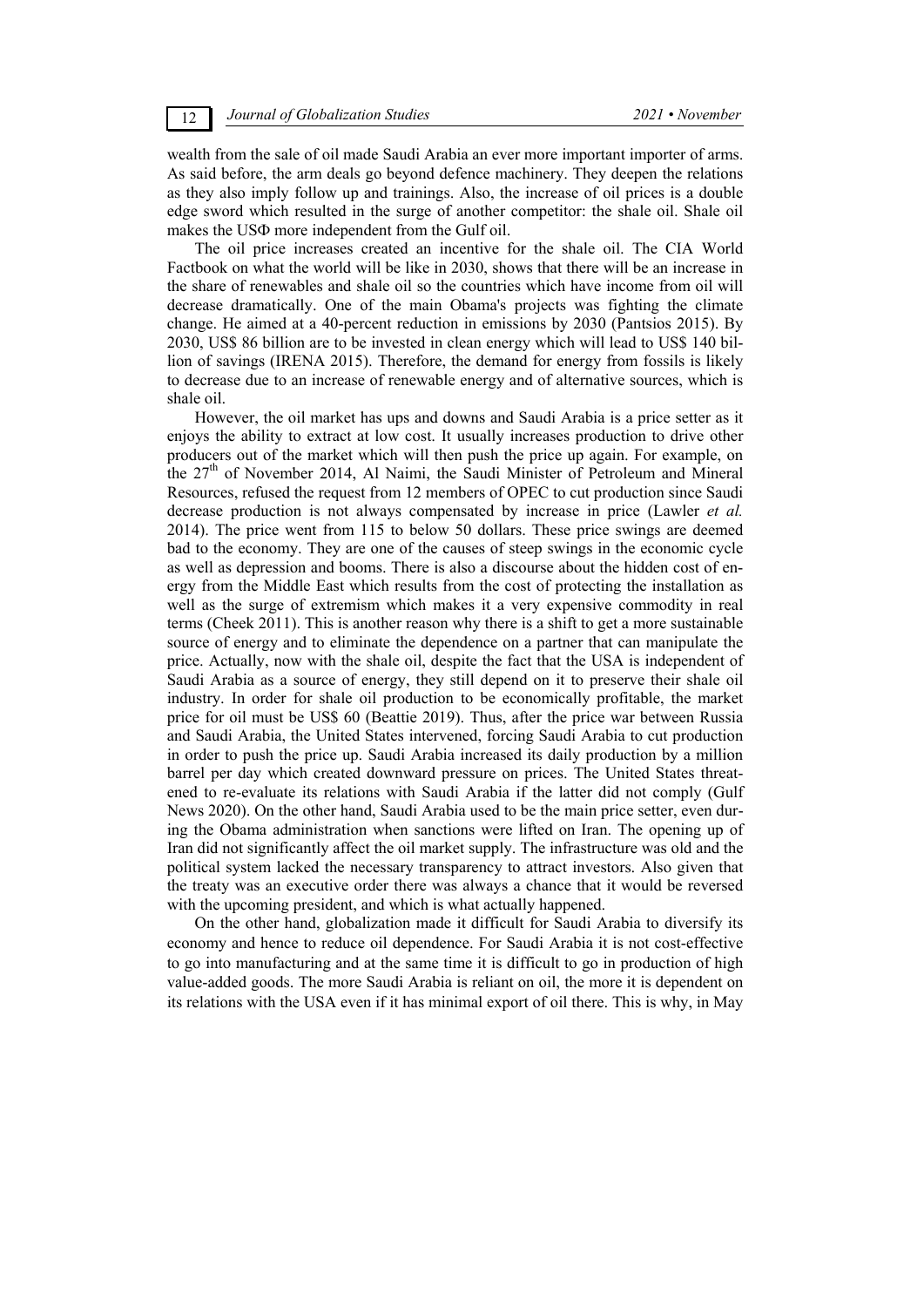wealth from the sale of oil made Saudi Arabia an ever more important importer of arms. As said before, the arm deals go beyond defence machinery. They deepen the relations as they also imply follow up and trainings. Also, the increase of oil prices is a double edge sword which resulted in the surge of another competitor: the shale oil. Shale oil makes the USФ more independent from the Gulf oil.

The oil price increases created an incentive for the shale oil. The CIA World Factbook on what the world will be like in 2030, shows that there will be an increase in the share of renewables and shale oil so the countries which have income from oil will decrease dramatically. One of the main Obama's projects was fighting the climate change. He aimed at a 40-percent reduction in emissions by 2030 (Pantsios 2015). By 2030, US$ 86 billion are to be invested in clean energy which will lead to US$ 140 billion of savings (IRENA 2015). Therefore, the demand for energy from fossils is likely to decrease due to an increase of renewable energy and of alternative sources, which is shale oil.

However, the oil market has ups and downs and Saudi Arabia is a price setter as it enjoys the ability to extract at low cost. It usually increases production to drive other producers out of the market which will then push the price up again. For example, on the 27th of November 2014, Al Naimi, the Saudi Minister of Petroleum and Mineral Resources, refused the request from 12 members of OPEC to cut production since Saudi decrease production is not always compensated by increase in price (Lawler *et al.* 2014). The price went from 115 to below 50 dollars. These price swings are deemed bad to the economy. They are one of the causes of steep swings in the economic cycle as well as depression and booms. There is also a discourse about the hidden cost of energy from the Middle East which results from the cost of protecting the installation as well as the surge of extremism which makes it a very expensive commodity in real terms (Cheek 2011). This is another reason why there is a shift to get a more sustainable source of energy and to eliminate the dependence on a partner that can manipulate the price. Actually, now with the shale oil, despite the fact that the USA is independent of Saudi Arabia as a source of energy, they still depend on it to preserve their shale oil industry. In order for shale oil production to be economically profitable, the market price for oil must be US$ 60 (Beattie 2019). Thus, after the price war between Russia and Saudi Arabia, the United States intervened, forcing Saudi Arabia to cut production in order to push the price up. Saudi Arabia increased its daily production by a million barrel per day which created downward pressure on prices. The United States threatened to re-evaluate its relations with Saudi Arabia if the latter did not comply (Gulf News 2020). On the other hand, Saudi Arabia used to be the main price setter, even during the Obama administration when sanctions were lifted on Iran. The opening up of Iran did not significantly affect the oil market supply. The infrastructure was old and the political system lacked the necessary transparency to attract investors. Also given that the treaty was an executive order there was always a chance that it would be reversed with the upcoming president, and which is what actually happened.

On the other hand, globalization made it difficult for Saudi Arabia to diversify its economy and hence to reduce oil dependence. For Saudi Arabia it is not cost-effective to go into manufacturing and at the same time it is difficult to go in production of high value-added goods. The more Saudi Arabia is reliant on oil, the more it is dependent on its relations with the USA even if it has minimal export of oil there. This is why, in May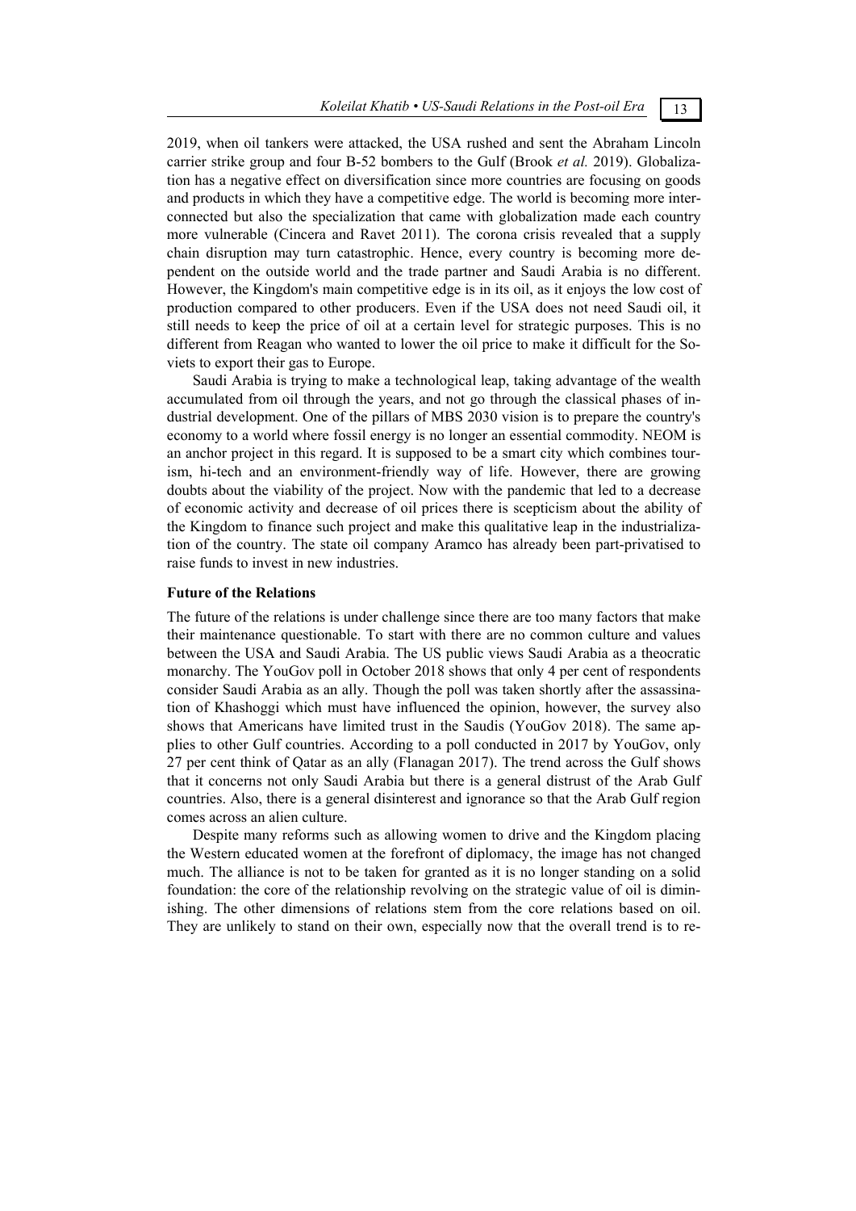2019, when oil tankers were attacked, the USA rushed and sent the Abraham Lincoln carrier strike group and four B-52 bombers to the Gulf (Brook *et al.* 2019). Globalization has a negative effect on diversification since more countries are focusing on goods and products in which they have a competitive edge. The world is becoming more interconnected but also the specialization that came with globalization made each country more vulnerable (Cincera and Ravet 2011). The corona crisis revealed that a supply chain disruption may turn catastrophic. Hence, every country is becoming more dependent on the outside world and the trade partner and Saudi Arabia is no different. However, the Kingdom's main competitive edge is in its oil, as it enjoys the low cost of production compared to other producers. Even if the USA does not need Saudi oil, it still needs to keep the price of oil at a certain level for strategic purposes. This is no different from Reagan who wanted to lower the oil price to make it difficult for the Soviets to export their gas to Europe.

Saudi Arabia is trying to make a technological leap, taking advantage of the wealth accumulated from oil through the years, and not go through the classical phases of industrial development. One of the pillars of MBS 2030 vision is to prepare the country's economy to a world where fossil energy is no longer an essential commodity. NEOM is an anchor project in this regard. It is supposed to be a smart city which combines tourism, hi-tech and an environment-friendly way of life. However, there are growing doubts about the viability of the project. Now with the pandemic that led to a decrease of economic activity and decrease of oil prices there is scepticism about the ability of the Kingdom to finance such project and make this qualitative leap in the industrialization of the country. The state oil company Aramco has already been part-privatised to raise funds to invest in new industries.

**Future of the Relations**

The future of the relations is under challenge since there are too many factors that make their maintenance questionable. To start with there are no common culture and values between the USA and Saudi Arabia. The US public views Saudi Arabia as a theocratic monarchy. The YouGov poll in October 2018 shows that only 4 per cent of respondents consider Saudi Arabia as an ally. Though the poll was taken shortly after the assassination of Khashoggi which must have influenced the opinion, however, the survey also shows that Americans have limited trust in the Saudis (YouGov 2018). The same applies to other Gulf countries. According to a poll conducted in 2017 by YouGov, only 27 per cent think of Qatar as an ally (Flanagan 2017). The trend across the Gulf shows that it concerns not only Saudi Arabia but there is a general distrust of the Arab Gulf countries. Also, there is a general disinterest and ignorance so that the Arab Gulf region comes across an alien culture.

Despite many reforms such as allowing women to drive and the Kingdom placing the Western educated women at the forefront of diplomacy, the image has not changed much. The alliance is not to be taken for granted as it is no longer standing on a solid foundation: the core of the relationship revolving on the strategic value of oil is diminishing. The other dimensions of relations stem from the core relations based on oil. They are unlikely to stand on their own, especially now that the overall trend is to re-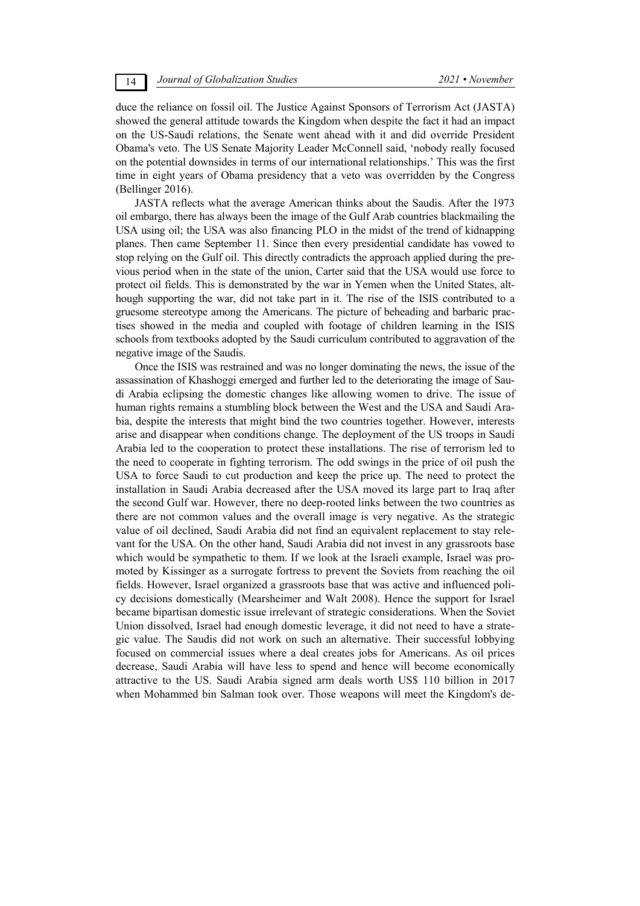duce the reliance on fossil oil. The Justice Against Sponsors of Terrorism Act (JASTA) showed the general attitude towards the Kingdom when despite the fact it had an impact on the US-Saudi relations, the Senate went ahead with it and did override President Obama's veto. The US Senate Majority Leader McConnell said, 'nobody really focused on the potential downsides in terms of our international relationships.' This was the first time in eight years of Obama presidency that a veto was overridden by the Congress (Bellinger 2016).

JASTA reflects what the average American thinks about the Saudis. After the 1973 oil embargo, there has always been the image of the Gulf Arab countries blackmailing the USA using oil; the USA was also financing PLO in the midst of the trend of kidnapping planes. Then came September 11. Since then every presidential candidate has vowed to stop relying on the Gulf oil. This directly contradicts the approach applied during the previous period when in the state of the union, Carter said that the USA would use force to protect oil fields. This is demonstrated by the war in Yemen when the United States, although supporting the war, did not take part in it. The rise of the ISIS contributed to a gruesome stereotype among the Americans. The picture of beheading and barbaric practises showed in the media and coupled with footage of children learning in the ISIS schools from textbooks adopted by the Saudi curriculum contributed to aggravation of the negative image of the Saudis.

Once the ISIS was restrained and was no longer dominating the news, the issue of the assassination of Khashoggi emerged and further led to the deteriorating the image of Saudi Arabia eclipsing the domestic changes like allowing women to drive. The issue of human rights remains a stumbling block between the West and the USA and Saudi Arabia, despite the interests that might bind the two countries together. However, interests arise and disappear when conditions change. The deployment of the US troops in Saudi Arabia led to the cooperation to protect these installations. The rise of terrorism led to the need to cooperate in fighting terrorism. The odd swings in the price of oil push the USA to force Saudi to cut production and keep the price up. The need to protect the installation in Saudi Arabia decreased after the USA moved its large part to Iraq after the second Gulf war. However, there no deep-rooted links between the two countries as there are not common values and the overall image is very negative. As the strategic value of oil declined, Saudi Arabia did not find an equivalent replacement to stay relevant for the USA. On the other hand, Saudi Arabia did not invest in any grassroots base which would be sympathetic to them. If we look at the Israeli example, Israel was promoted by Kissinger as a surrogate fortress to prevent the Soviets from reaching the oil fields. However, Israel organized a grassroots base that was active and influenced policy decisions domestically (Mearsheimer and Walt 2008). Hence the support for Israel became bipartisan domestic issue irrelevant of strategic considerations. When the Soviet Union dissolved, Israel had enough domestic leverage, it did not need to have a strategic value. The Saudis did not work on such an alternative. Their successful lobbying focused on commercial issues where a deal creates jobs for Americans. As oil prices decrease, Saudi Arabia will have less to spend and hence will become economically attractive to the US. Saudi Arabia signed arm deals worth US$ 110 billion in 2017 when Mohammed bin Salman took over. Those weapons will meet the Kingdom's de-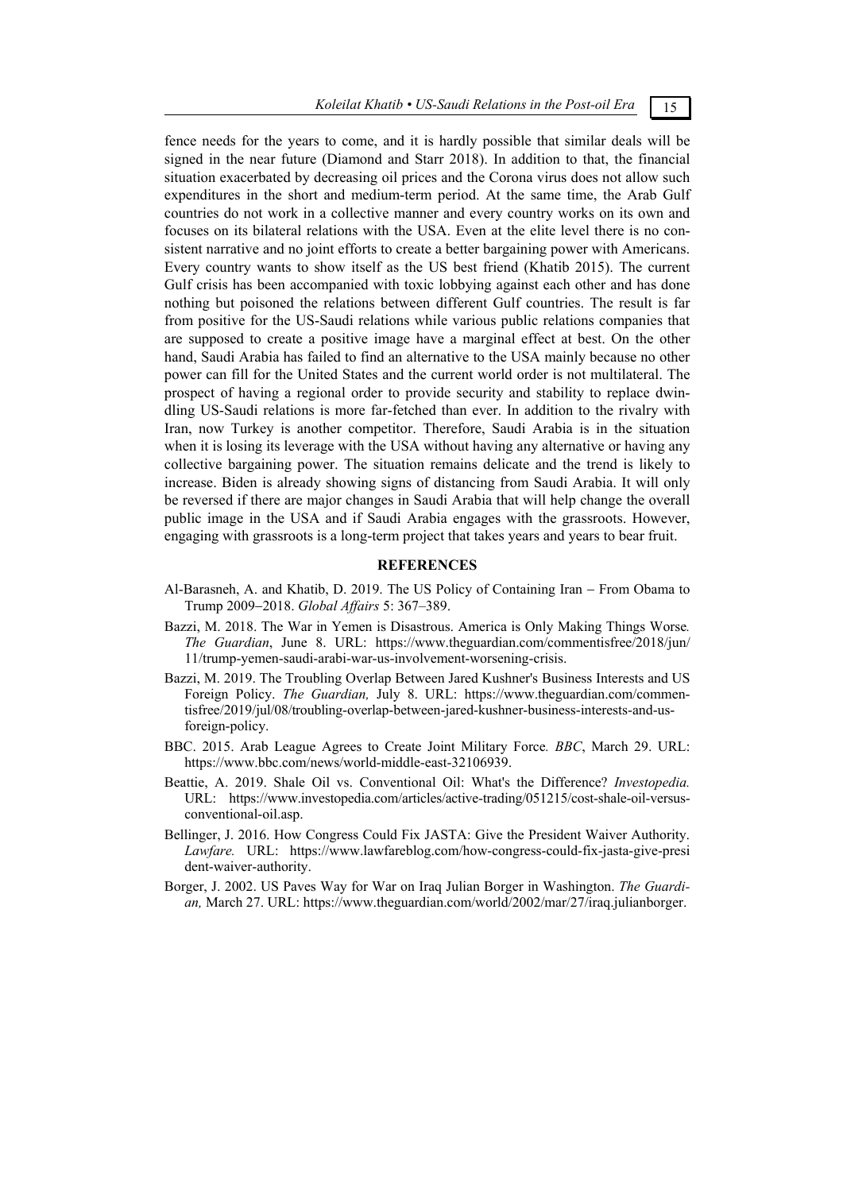fence needs for the years to come, and it is hardly possible that similar deals will be signed in the near future (Diamond and Starr 2018). In addition to that, the financial situation exacerbated by decreasing oil prices and the Corona virus does not allow such expenditures in the short and medium-term period. At the same time, the Arab Gulf countries do not work in a collective manner and every country works on its own and focuses on its bilateral relations with the USA. Even at the elite level there is no consistent narrative and no joint efforts to create a better bargaining power with Americans. Every country wants to show itself as the US best friend (Khatib 2015). The current Gulf crisis has been accompanied with toxic lobbying against each other and has done nothing but poisoned the relations between different Gulf countries. The result is far from positive for the US-Saudi relations while various public relations companies that are supposed to create a positive image have a marginal effect at best. On the other hand, Saudi Arabia has failed to find an alternative to the USA mainly because no other power can fill for the United States and the current world order is not multilateral. The prospect of having a regional order to provide security and stability to replace dwindling US-Saudi relations is more far-fetched than ever. In addition to the rivalry with Iran, now Turkey is another competitor. Therefore, Saudi Arabia is in the situation when it is losing its leverage with the USA without having any alternative or having any collective bargaining power. The situation remains delicate and the trend is likely to increase. Biden is already showing signs of distancing from Saudi Arabia. It will only be reversed if there are major changes in Saudi Arabia that will help change the overall public image in the USA and if Saudi Arabia engages with the grassroots. However, engaging with grassroots is a long-term project that takes years and years to bear fruit.

## REFERENCES

Al-Barasneh, A. and Khatib, D. 2019. The US Policy of Containing Iran – From Obama to Trump 2009–2018. *Global Affairs* 5: 367–389.

Bazzi, M. 2018. The War in Yemen is Disastrous. America is Only Making Things Worse*. The Guardian*, June 8. URL: https://www.theguardian.com/commentisfree/2018/jun/11/trump-yemen-saudi-arabi-war-us-involvement-worsening-crisis.

Bazzi, M. 2019. The Troubling Overlap Between Jared Kushner's Business Interests and US Foreign Policy. *The Guardian,* July 8. URL: https://www.theguardian.com/commentisfree/2019/jul/08/troubling-overlap-between-jared-kushner-business-interests-and-us-foreign-policy.

BBC. 2015. Arab League Agrees to Create Joint Military Force*. BBC*, March 29. URL: https://www.bbc.com/news/world-middle-east-32106939.

Beattie, A. 2019. Shale Oil vs. Conventional Oil: What's the Difference? *Investopedia.* URL: https://www.investopedia.com/articles/active-trading/051215/cost-shale-oil-versus-conventional-oil.asp.

Bellinger, J. 2016. How Congress Could Fix JASTA: Give the President Waiver Authority. *Lawfare.* URL: https://www.lawfareblog.com/how-congress-could-fix-jasta-give-president-waiver-authority.

Borger, J. 2002. US Paves Way for War on Iraq Julian Borger in Washington. *The Guardian,* March 27. URL: https://www.theguardian.com/world/2002/mar/27/iraq.julianborger.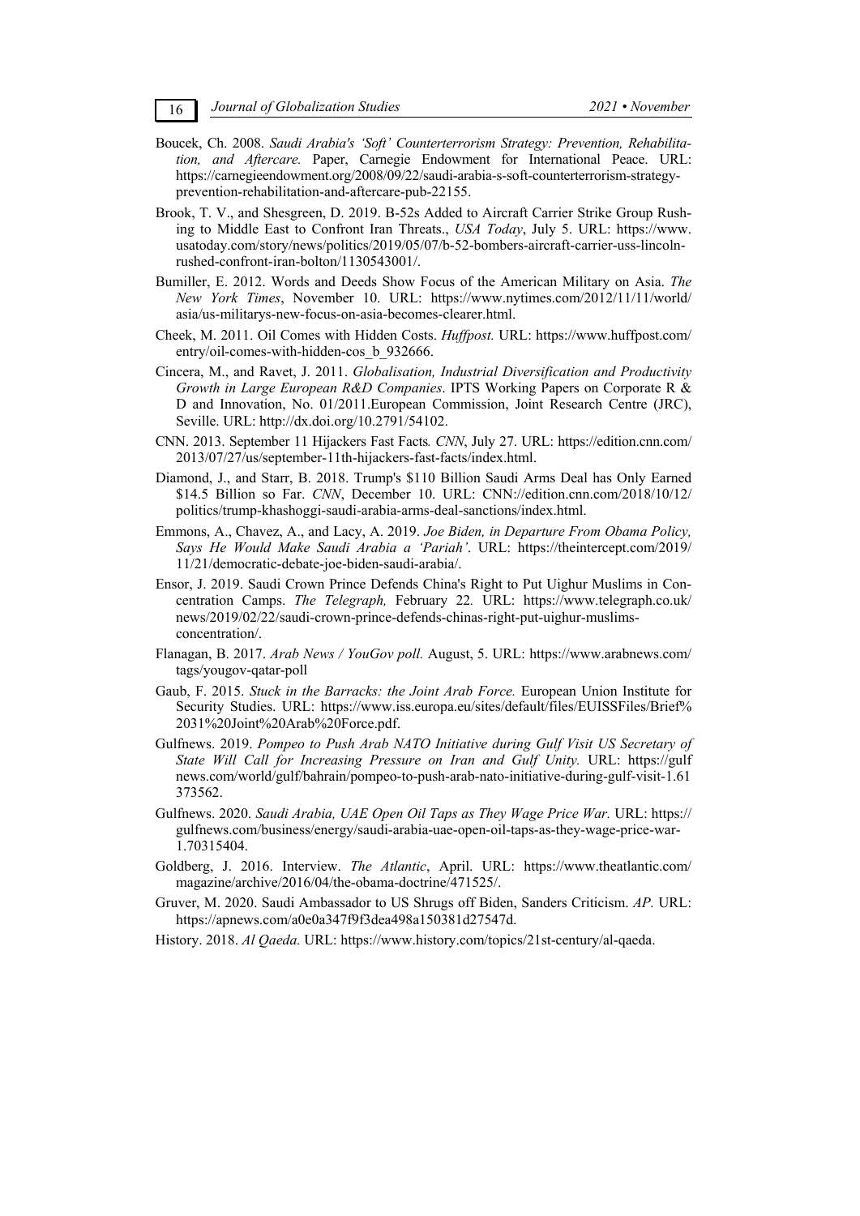Boucek, Ch. 2008. *Saudi Arabia's 'Soft' Counterterrorism Strategy: Prevention, Rehabilitation, and Aftercare.* Paper, Carnegie Endowment for International Peace. URL: https://carnegieendowment.org/2008/09/22/saudi-arabia-s-soft-counterterrorism-strategy-prevention-rehabilitation-and-aftercare-pub-22155.

Brook, T. V., and Shesgreen, D. 2019. B-52s Added to Aircraft Carrier Strike Group Rushing to Middle East to Confront Iran Threats., *USA Today*, July 5. URL: https://www.usatoday.com/story/news/politics/2019/05/07/b-52-bombers-aircraft-carrier-uss-lincoln-rushed-confront-iran-bolton/1130543001/.

Bumiller, E. 2012. Words and Deeds Show Focus of the American Military on Asia. *The New York Times*, November 10. URL: https://www.nytimes.com/2012/11/11/world/asia/us-militarys-new-focus-on-asia-becomes-clearer.html.

Cheek, M. 2011. Oil Comes with Hidden Costs. *Huffpost.* URL: https://www.huffpost.com/entry/oil-comes-with-hidden-cos_b_932666.

Cincera, M., and Ravet, J. 2011. *Globalisation, Industrial Diversification and Productivity Growth in Large European R&D Companies*. IPTS Working Papers on Corporate R & D and Innovation, No. 01/2011.European Commission, Joint Research Centre (JRC), Seville. URL: http://dx.doi.org/10.2791/54102.

CNN. 2013. September 11 Hijackers Fast Facts*. CNN*, July 27. URL: https://edition.cnn.com/2013/07/27/us/september-11th-hijackers-fast-facts/index.html.

Diamond, J., and Starr, B. 2018. Trump's $110 Billion Saudi Arms Deal has Only Earned $14.5 Billion so Far. *CNN*, December 10. URL: CNN://edition.cnn.com/2018/10/12/politics/trump-khashoggi-saudi-arabia-arms-deal-sanctions/index.html.

Emmons, A., Chavez, A., and Lacy, A. 2019. *Joe Biden, in Departure From Obama Policy, Says He Would Make Saudi Arabia a 'Pariah'.* URL: https://theintercept.com/2019/11/21/democratic-debate-joe-biden-saudi-arabia/.

Ensor, J. 2019. Saudi Crown Prince Defends China's Right to Put Uighur Muslims in Concentration Camps. *The Telegraph,* February 22*.* URL: https://www.telegraph.co.uk/news/2019/02/22/saudi-crown-prince-defends-chinas-right-put-uighur-muslims-concentration/.

Flanagan, B. 2017. *Arab News / YouGov poll.* August, 5. URL: https://www.arabnews.com/tags/yougov-qatar-poll

Gaub, F. 2015. *Stuck in the Barracks: the Joint Arab Force.* European Union Institute for Security Studies. URL: https://www.iss.europa.eu/sites/default/files/EUISSFiles/Brief%2031%20Joint%20Arab%20Force.pdf.

Gulfnews. 2019. *Pompeo to Push Arab NATO Initiative during Gulf Visit US Secretary of State Will Call for Increasing Pressure on Iran and Gulf Unity.* URL: https://gulfnews.com/world/gulf/bahrain/pompeo-to-push-arab-nato-initiative-during-gulf-visit-1.61373562.

Gulfnews. 2020. *Saudi Arabia, UAE Open Oil Taps as They Wage Price War.* URL: https://gulfnews.com/business/energy/saudi-arabia-uae-open-oil-taps-as-they-wage-price-war-1.70315404.

Goldberg, J. 2016. Interview. *The Atlantic*, April. URL: https://www.theatlantic.com/magazine/archive/2016/04/the-obama-doctrine/471525/.

Gruver, M. 2020. Saudi Ambassador to US Shrugs off Biden, Sanders Criticism. *AP.* URL: https://apnews.com/a0e0a347f9f3dea498a150381d27547d.

History. 2018. *Al Qaeda.* URL: https://www.history.com/topics/21st-century/al-qaeda.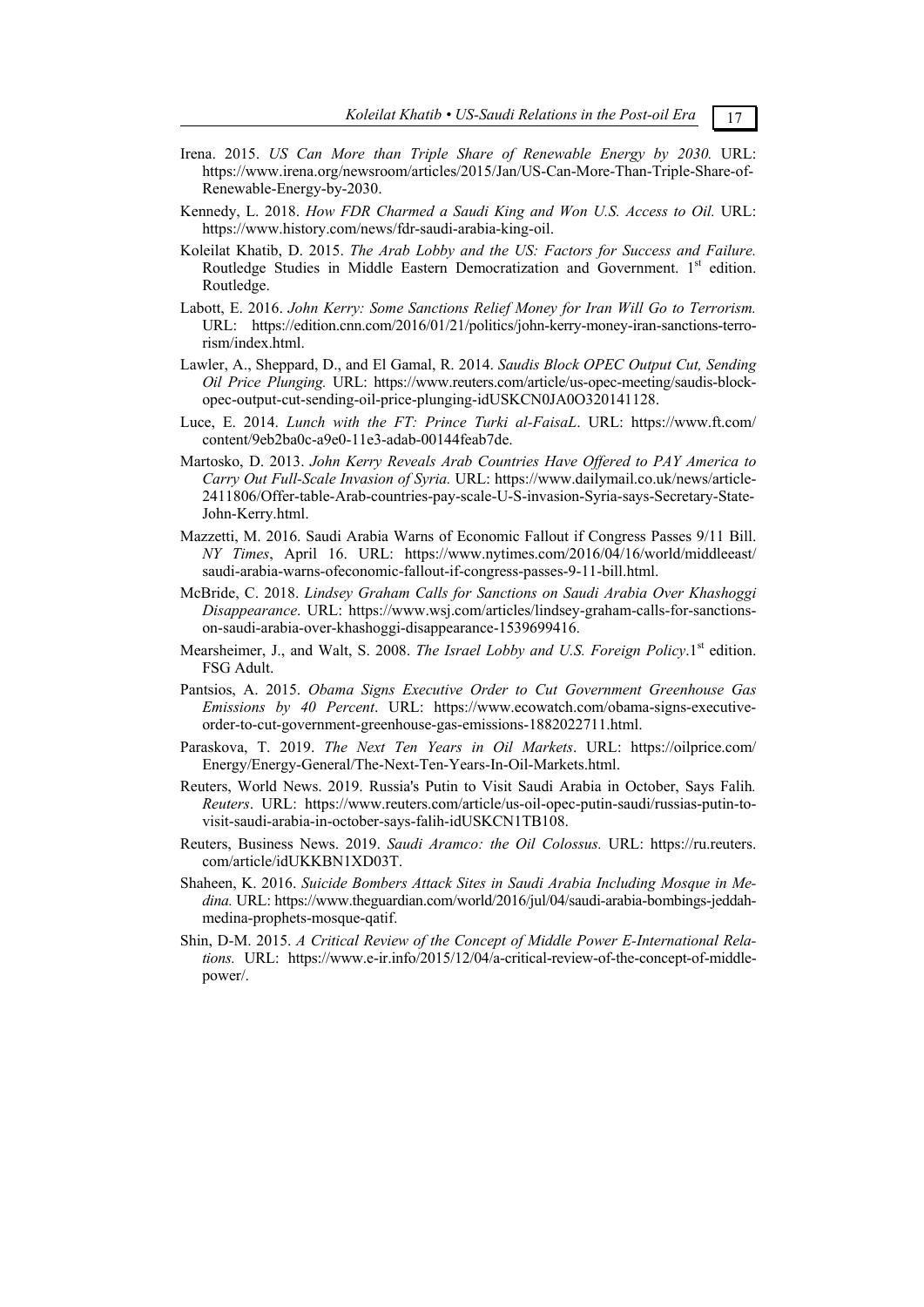Irena. 2015. *US Can More than Triple Share of Renewable Energy by 2030.* URL: https://www.irena.org/newsroom/articles/2015/Jan/US-Can-More-Than-Triple-Share-of-Renewable-Energy-by-2030.

Kennedy, L. 2018. *How FDR Charmed a Saudi King and Won U.S. Access to Oil.* URL: https://www.history.com/news/fdr-saudi-arabia-king-oil.

Koleilat Khatib, D. 2015. *The Arab Lobby and the US: Factors for Success and Failure.* Routledge Studies in Middle Eastern Democratization and Government. 1st edition. Routledge.

Labott, E. 2016. *John Kerry: Some Sanctions Relief Money for Iran Will Go to Terrorism.* URL: https://edition.cnn.com/2016/01/21/politics/john-kerry-money-iran-sanctions-terrorism/index.html.

Lawler, A., Sheppard, D., and El Gamal, R. 2014. *Saudis Block OPEC Output Cut, Sending Oil Price Plunging.* URL: https://www.reuters.com/article/us-opec-meeting/saudis-block-opec-output-cut-sending-oil-price-plunging-idUSKCN0JA0O320141128.

Luce, E. 2014. *Lunch with the FT: Prince Turki al-FaisaL*. URL: https://www.ft.com/content/9eb2ba0c-a9e0-11e3-adab-00144feab7de.

Martosko, D. 2013. *John Kerry Reveals Arab Countries Have Offered to PAY America to Carry Out Full-Scale Invasion of Syria.* URL: https://www.dailymail.co.uk/news/article-2411806/Offer-table-Arab-countries-pay-scale-U-S-invasion-Syria-says-Secretary-State-John-Kerry.html.

Mazzetti, M. 2016. Saudi Arabia Warns of Economic Fallout if Congress Passes 9/11 Bill. *NY Times*, April 16. URL: https://www.nytimes.com/2016/04/16/world/middleeast/saudi-arabia-warns-ofeconomic-fallout-if-congress-passes-9-11-bill.html.

McBride, C. 2018. *Lindsey Graham Calls for Sanctions on Saudi Arabia Over Khashoggi Disappearance*. URL: https://www.wsj.com/articles/lindsey-graham-calls-for-sanctions-on-saudi-arabia-over-khashoggi-disappearance-1539699416.

Mearsheimer, J., and Walt, S. 2008. *The Israel Lobby and U.S. Foreign Policy*.1st edition. FSG Adult.

Pantsios, A. 2015. *Obama Signs Executive Order to Cut Government Greenhouse Gas Emissions by 40 Percent*. URL: https://www.ecowatch.com/obama-signs-executive-order-to-cut-government-greenhouse-gas-emissions-1882022711.html.

Paraskova, T. 2019. *The Next Ten Years in Oil Markets*. URL: https://oilprice.com/Energy/Energy-General/The-Next-Ten-Years-In-Oil-Markets.html.

Reuters, World News. 2019. Russia's Putin to Visit Saudi Arabia in October, Says Falih*. Reuters*. URL: https://www.reuters.com/article/us-oil-opec-putin-saudi/russias-putin-to-visit-saudi-arabia-in-october-says-falih-idUSKCN1TB108.

Reuters, Business News. 2019. *Saudi Aramco: the Oil Colossus.* URL: https://ru.reuters.com/article/idUKKBN1XD03T.

Shaheen, K. 2016. *Suicide Bombers Attack Sites in Saudi Arabia Including Mosque in Medina.* URL: https://www.theguardian.com/world/2016/jul/04/saudi-arabia-bombings-jeddah-medina-prophets-mosque-qatif.

Shin, D-M. 2015. *A Critical Review of the Concept of Middle Power E-International Relations.* URL: https://www.e-ir.info/2015/12/04/a-critical-review-of-the-concept-of-middle-power/.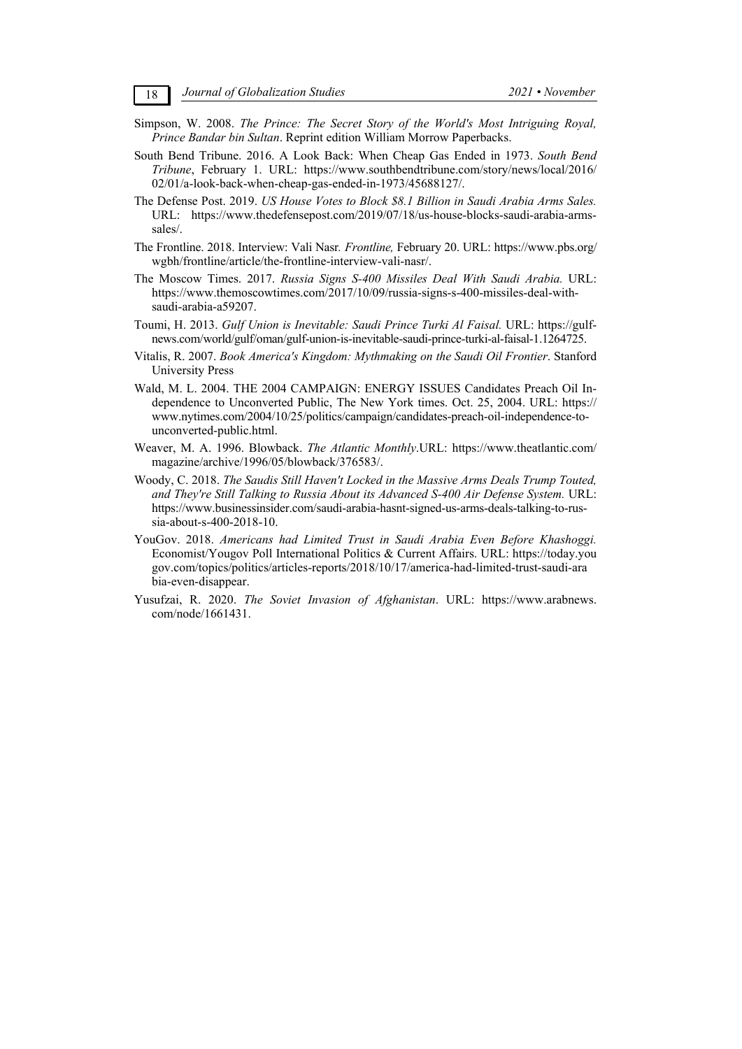Simpson, W. 2008. *The Prince: The Secret Story of the World's Most Intriguing Royal, Prince Bandar bin Sultan*. Reprint edition William Morrow Paperbacks.

South Bend Tribune. 2016. A Look Back: When Cheap Gas Ended in 1973. *South Bend Tribune*, February 1. URL: https://www.southbendtribune.com/story/news/local/2016/02/01/a-look-back-when-cheap-gas-ended-in-1973/45688127/.

The Defense Post. 2019. *US House Votes to Block $8.1 Billion in Saudi Arabia Arms Sales.* URL: https://www.thedefensepost.com/2019/07/18/us-house-blocks-saudi-arabia-arms-sales/.

The Frontline. 2018. Interview: Vali Nasr*. Frontline,* February 20. URL: https://www.pbs.org/wgbh/frontline/article/the-frontline-interview-vali-nasr/.

The Moscow Times. 2017. *Russia Signs S-400 Missiles Deal With Saudi Arabia.* URL: https://www.themoscowtimes.com/2017/10/09/russia-signs-s-400-missiles-deal-with-saudi-arabia-a59207.

Toumi, H. 2013. *Gulf Union is Inevitable: Saudi Prince Turki Al Faisal.* URL: https://gulf-news.com/world/gulf/oman/gulf-union-is-inevitable-saudi-prince-turki-al-faisal-1.1264725.

Vitalis, R. 2007. *Book America's Kingdom: Mythmaking on the Saudi Oil Frontier*. Stanford University Press

Wald, M. L. 2004. THE 2004 CAMPAIGN: ENERGY ISSUES Candidates Preach Oil Independence to Unconverted Public, The New York times. Oct. 25, 2004. URL: https://www.nytimes.com/2004/10/25/politics/campaign/candidates-preach-oil-independence-to-unconverted-public.html.

Weaver, M. A. 1996. Blowback. *The Atlantic Monthly*.URL: https://www.theatlantic.com/magazine/archive/1996/05/blowback/376583/.

Woody, C. 2018. *The Saudis Still Haven't Locked in the Massive Arms Deals Trump Touted, and They're Still Talking to Russia About its Advanced S-400 Air Defense System.* URL: https://www.businessinsider.com/saudi-arabia-hasnt-signed-us-arms-deals-talking-to-russia-about-s-400-2018-10.

YouGov. 2018. *Americans had Limited Trust in Saudi Arabia Even Before Khashoggi.* Economist/Yougov Poll International Politics & Current Affairs. URL: https://today.yougov.com/topics/politics/articles-reports/2018/10/17/america-had-limited-trust-saudi-arabia-even-disappear.

Yusufzai, R. 2020. *The Soviet Invasion of Afghanistan*. URL: https://www.arabnews.com/node/1661431.